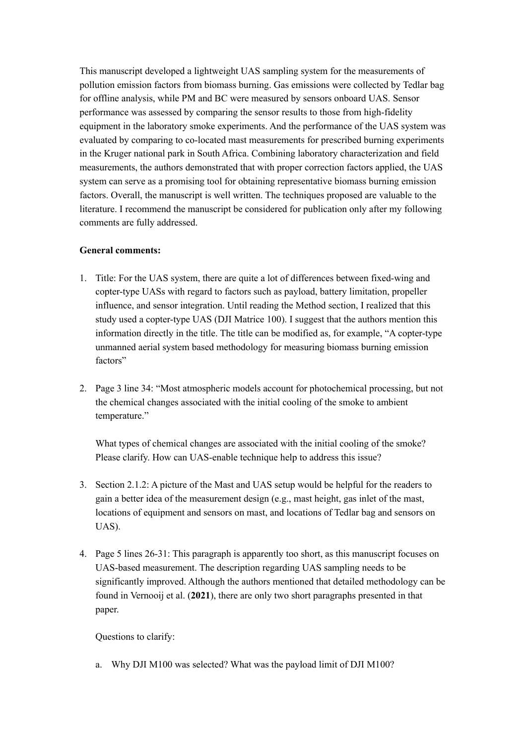This manuscript developed a lightweight UAS sampling system for the measurements of pollution emission factors from biomass burning. Gas emissions were collected by Tedlar bag for offline analysis, while PM and BC were measured by sensors onboard UAS. Sensor performance was assessed by comparing the sensor results to those from high-fidelity equipment in the laboratory smoke experiments. And the performance of the UAS system was evaluated by comparing to co-located mast measurements for prescribed burning experiments in the Kruger national park in South Africa. Combining laboratory characterization and field measurements, the authors demonstrated that with proper correction factors applied, the UAS system can serve as a promising tool for obtaining representative biomass burning emission factors. Overall, the manuscript is well written. The techniques proposed are valuable to the literature. I recommend the manuscript be considered for publication only after my following comments are fully addressed.

**General comments:**

1. Title: For the UAS system, there are quite a lot of differences between fixed-wing and copter-type UASs with regard to factors such as payload, battery limitation, propeller influence, and sensor integration. Until reading the Method section, I realized that this study used a copter-type UAS (DJI Matrice 100). I suggest that the authors mention this information directly in the title. The title can be modified as, for example, "A copter-type unmanned aerial system based methodology for measuring biomass burning emission factors"

2. Page 3 line 34: "Most atmospheric models account for photochemical processing, but not the chemical changes associated with the initial cooling of the smoke to ambient temperature."

   What types of chemical changes are associated with the initial cooling of the smoke? Please clarify. How can UAS-enable technique help to address this issue?

3. Section 2.1.2: A picture of the Mast and UAS setup would be helpful for the readers to gain a better idea of the measurement design (e.g., mast height, gas inlet of the mast, locations of equipment and sensors on mast, and locations of Tedlar bag and sensors on UAS).

4. Page 5 lines 26-31: This paragraph is apparently too short, as this manuscript focuses on UAS-based measurement. The description regarding UAS sampling needs to be significantly improved. Although the authors mentioned that detailed methodology can be found in Vernooij et al. (**2021**), there are only two short paragraphs presented in that paper.

   Questions to clarify:

   a. Why DJI M100 was selected? What was the payload limit of DJI M100?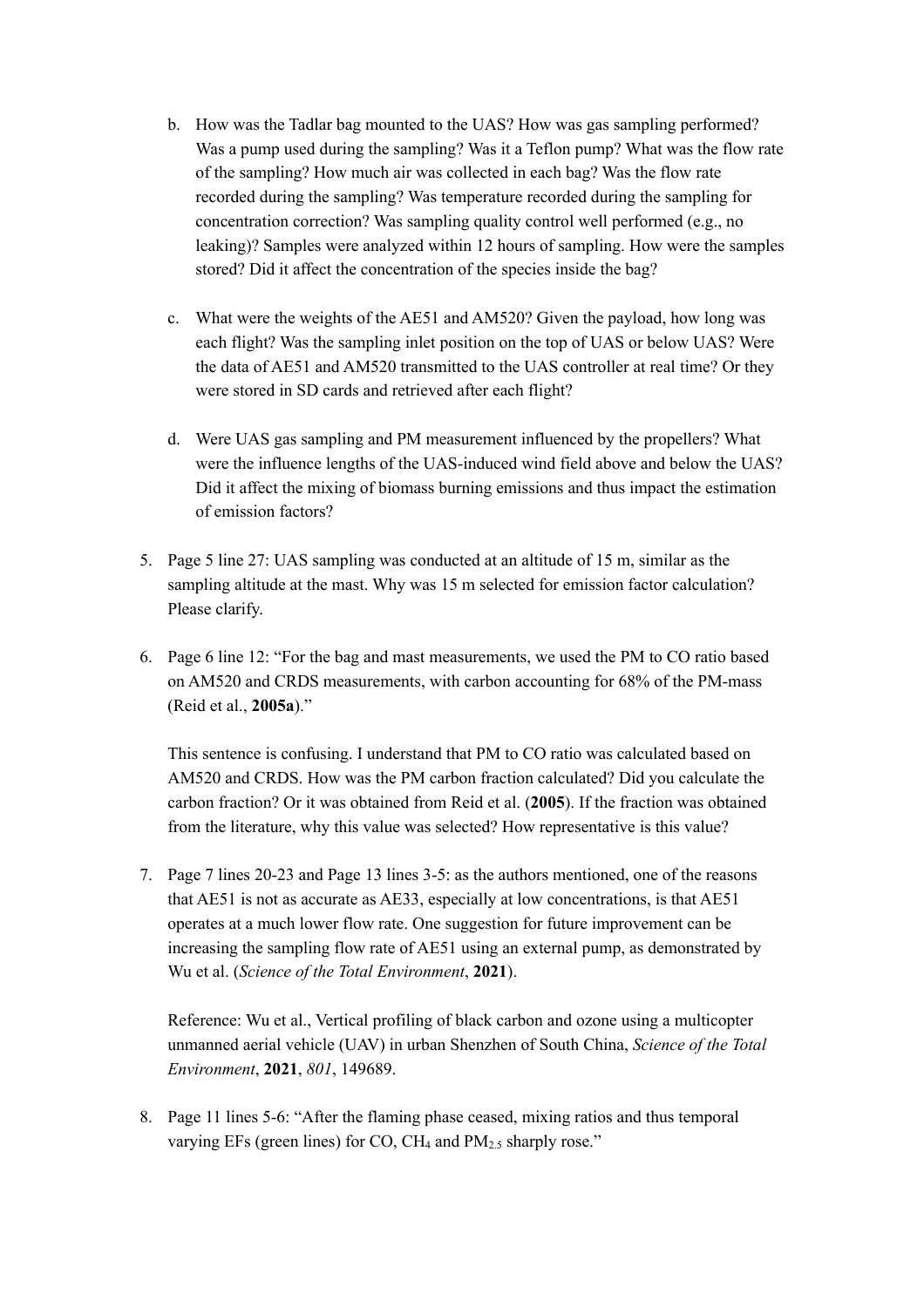b. How was the Tadlar bag mounted to the UAS? How was gas sampling performed? Was a pump used during the sampling? Was it a Teflon pump? What was the flow rate of the sampling? How much air was collected in each bag? Was the flow rate recorded during the sampling? Was temperature recorded during the sampling for concentration correction? Was sampling quality control well performed (e.g., no leaking)? Samples were analyzed within 12 hours of sampling. How were the samples stored? Did it affect the concentration of the species inside the bag?

c. What were the weights of the AE51 and AM520? Given the payload, how long was each flight? Was the sampling inlet position on the top of UAS or below UAS? Were the data of AE51 and AM520 transmitted to the UAS controller at real time? Or they were stored in SD cards and retrieved after each flight?

d. Were UAS gas sampling and PM measurement influenced by the propellers? What were the influence lengths of the UAS-induced wind field above and below the UAS? Did it affect the mixing of biomass burning emissions and thus impact the estimation of emission factors?

5. Page 5 line 27: UAS sampling was conducted at an altitude of 15 m, similar as the sampling altitude at the mast. Why was 15 m selected for emission factor calculation? Please clarify.

6. Page 6 line 12: "For the bag and mast measurements, we used the PM to CO ratio based on AM520 and CRDS measurements, with carbon accounting for 68% of the PM-mass (Reid et al., **2005a**)."

   This sentence is confusing. I understand that PM to CO ratio was calculated based on AM520 and CRDS. How was the PM carbon fraction calculated? Did you calculate the carbon fraction? Or it was obtained from Reid et al. (**2005**). If the fraction was obtained from the literature, why this value was selected? How representative is this value?

7. Page 7 lines 20-23 and Page 13 lines 3-5: as the authors mentioned, one of the reasons that AE51 is not as accurate as AE33, especially at low concentrations, is that AE51 operates at a much lower flow rate. One suggestion for future improvement can be increasing the sampling flow rate of AE51 using an external pump, as demonstrated by Wu et al. (*Science of the Total Environment*, **2021**).

   Reference: Wu et al., Vertical profiling of black carbon and ozone using a multicopter unmanned aerial vehicle (UAV) in urban Shenzhen of South China, *Science of the Total Environment*, **2021**, *801*, 149689.

8. Page 11 lines 5-6: "After the flaming phase ceased, mixing ratios and thus temporal varying EFs (green lines) for CO, $CH_4$ and $PM_{2.5}$ sharply rose."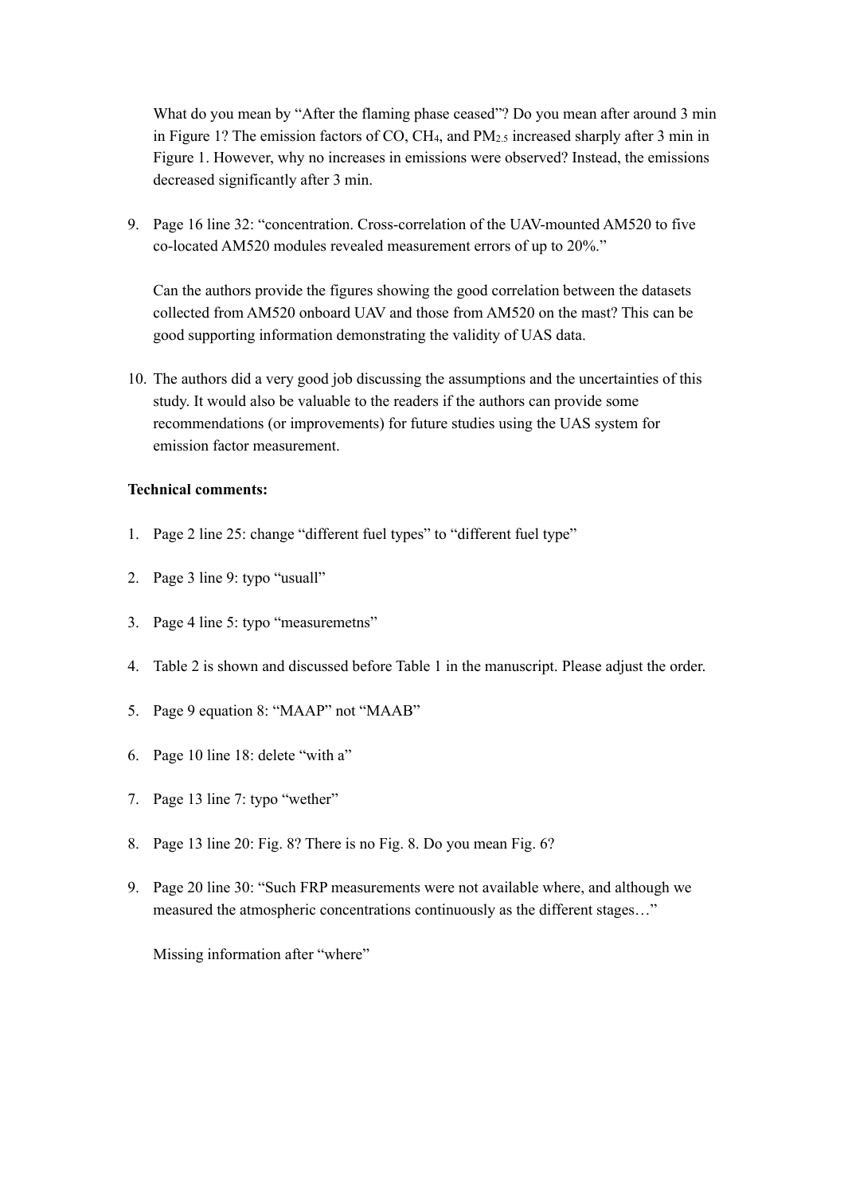What do you mean by "After the flaming phase ceased"? Do you mean after around 3 min in Figure 1? The emission factors of CO, $CH_4$, and $PM_{2.5}$ increased sharply after 3 min in Figure 1. However, why no increases in emissions were observed? Instead, the emissions decreased significantly after 3 min.

9. Page 16 line 32: "concentration. Cross-correlation of the UAV-mounted AM520 to five co-located AM520 modules revealed measurement errors of up to 20%."

   Can the authors provide the figures showing the good correlation between the datasets collected from AM520 onboard UAV and those from AM520 on the mast? This can be good supporting information demonstrating the validity of UAS data.

10. The authors did a very good job discussing the assumptions and the uncertainties of this study. It would also be valuable to the readers if the authors can provide some recommendations (or improvements) for future studies using the UAS system for emission factor measurement.

**Technical comments:**

1. Page 2 line 25: change "different fuel types" to "different fuel type"
2. Page 3 line 9: typo "usuall"
3. Page 4 line 5: typo "measuremetns"
4. Table 2 is shown and discussed before Table 1 in the manuscript. Please adjust the order.
5. Page 9 equation 8: "MAAP" not "MAAB"
6. Page 10 line 18: delete "with a"
7. Page 13 line 7: typo "wether"
8. Page 13 line 20: Fig. 8? There is no Fig. 8. Do you mean Fig. 6?
9. Page 20 line 30: "Such FRP measurements were not available where, and although we measured the atmospheric concentrations continuously as the different stages…"

   Missing information after "where"